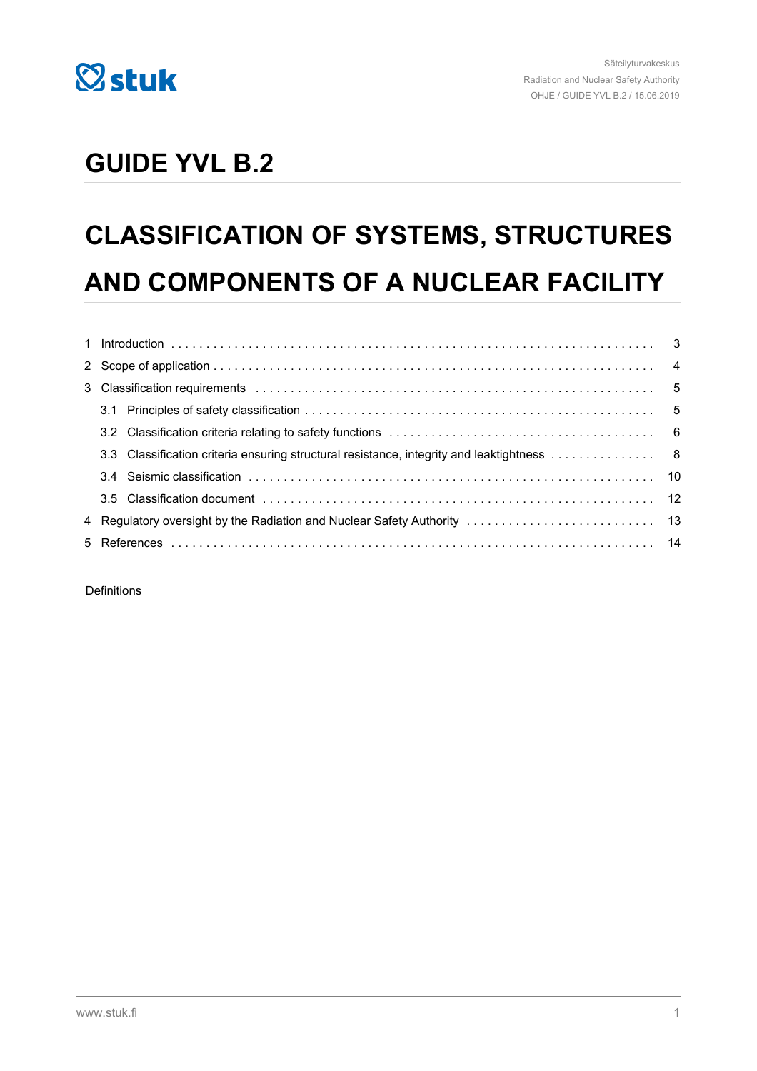Säteilyturvakeskus
Radiation and Nuclear Safety Authority
OHJE / GUIDE YVL B.2 / 15.06.2019

# GUIDE YVL B.2

# CLASSIFICATION OF SYSTEMS, STRUCTURES AND COMPONENTS OF A NUCLEAR FACILITY

| | | |
|---|---|---|
| 1 | Introduction | 3 |
| 2 | Scope of application | 4 |
| 3 | Classification requirements | 5 |
| | 3.1 Principles of safety classification | 5 |
| | 3.2 Classification criteria relating to safety functions | 6 |
| | 3.3 Classification criteria ensuring structural resistance, integrity and leaktightness | 8 |
| | 3.4 Seismic classification | 10 |
| | 3.5 Classification document | 12 |
| 4 | Regulatory oversight by the Radiation and Nuclear Safety Authority | 13 |
| 5 | References | 14 |

Definitions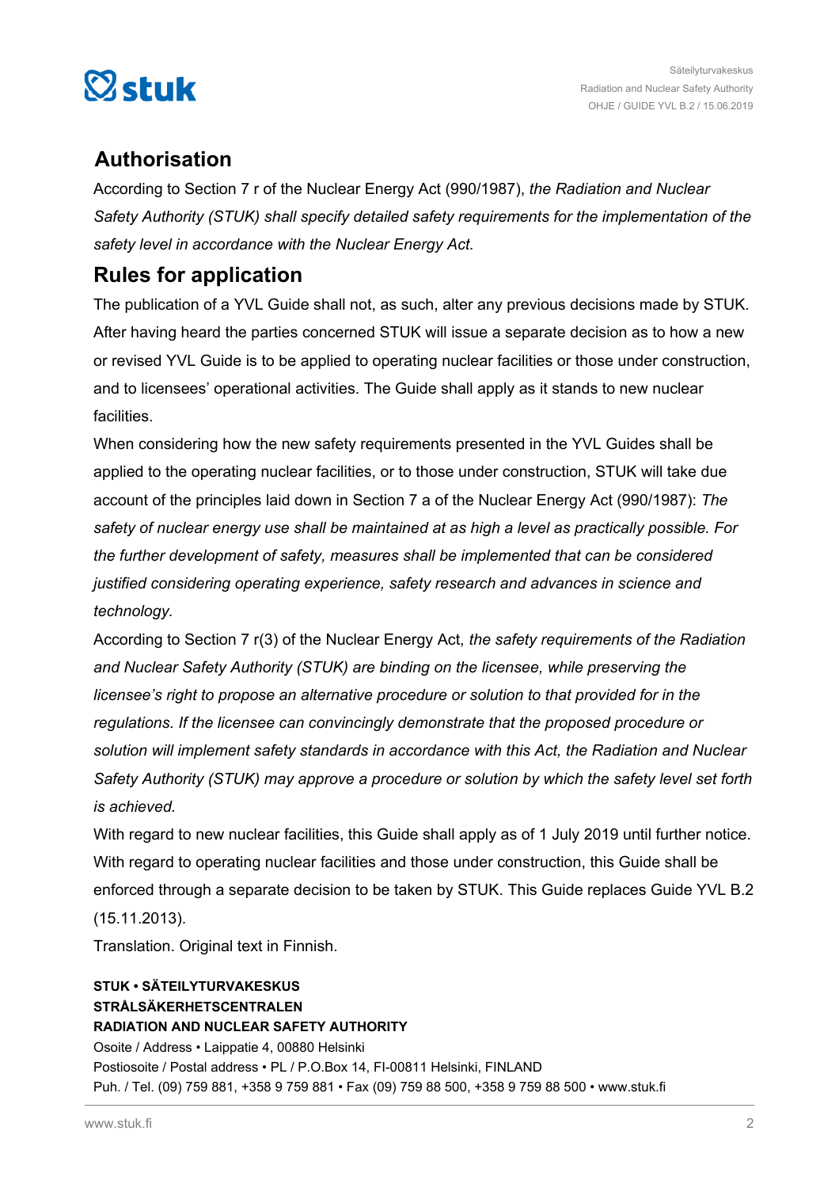## Authorisation

According to Section 7 r of the Nuclear Energy Act (990/1987), *the Radiation and Nuclear Safety Authority (STUK) shall specify detailed safety requirements for the implementation of the safety level in accordance with the Nuclear Energy Act.*

## Rules for application

The publication of a YVL Guide shall not, as such, alter any previous decisions made by STUK. After having heard the parties concerned STUK will issue a separate decision as to how a new or revised YVL Guide is to be applied to operating nuclear facilities or those under construction, and to licensees' operational activities. The Guide shall apply as it stands to new nuclear facilities.

When considering how the new safety requirements presented in the YVL Guides shall be applied to the operating nuclear facilities, or to those under construction, STUK will take due account of the principles laid down in Section 7 a of the Nuclear Energy Act (990/1987): *The safety of nuclear energy use shall be maintained at as high a level as practically possible. For the further development of safety, measures shall be implemented that can be considered justified considering operating experience, safety research and advances in science and technology.*

According to Section 7 r(3) of the Nuclear Energy Act, *the safety requirements of the Radiation and Nuclear Safety Authority (STUK) are binding on the licensee, while preserving the licensee's right to propose an alternative procedure or solution to that provided for in the regulations. If the licensee can convincingly demonstrate that the proposed procedure or solution will implement safety standards in accordance with this Act, the Radiation and Nuclear Safety Authority (STUK) may approve a procedure or solution by which the safety level set forth is achieved.*

With regard to new nuclear facilities, this Guide shall apply as of 1 July 2019 until further notice. With regard to operating nuclear facilities and those under construction, this Guide shall be enforced through a separate decision to be taken by STUK. This Guide replaces Guide YVL B.2 (15.11.2013).

Translation. Original text in Finnish.

**STUK • SÄTEILYTURVAKESKUS**
**STRÅLSÄKERHETSCENTRALEN**
**RADIATION AND NUCLEAR SAFETY AUTHORITY**
Osoite / Address • Laippatie 4, 00880 Helsinki
Postiosoite / Postal address • PL / P.O.Box 14, FI-00811 Helsinki, FINLAND
Puh. / Tel. (09) 759 881, +358 9 759 881 • Fax (09) 759 88 500, +358 9 759 88 500 • www.stuk.fi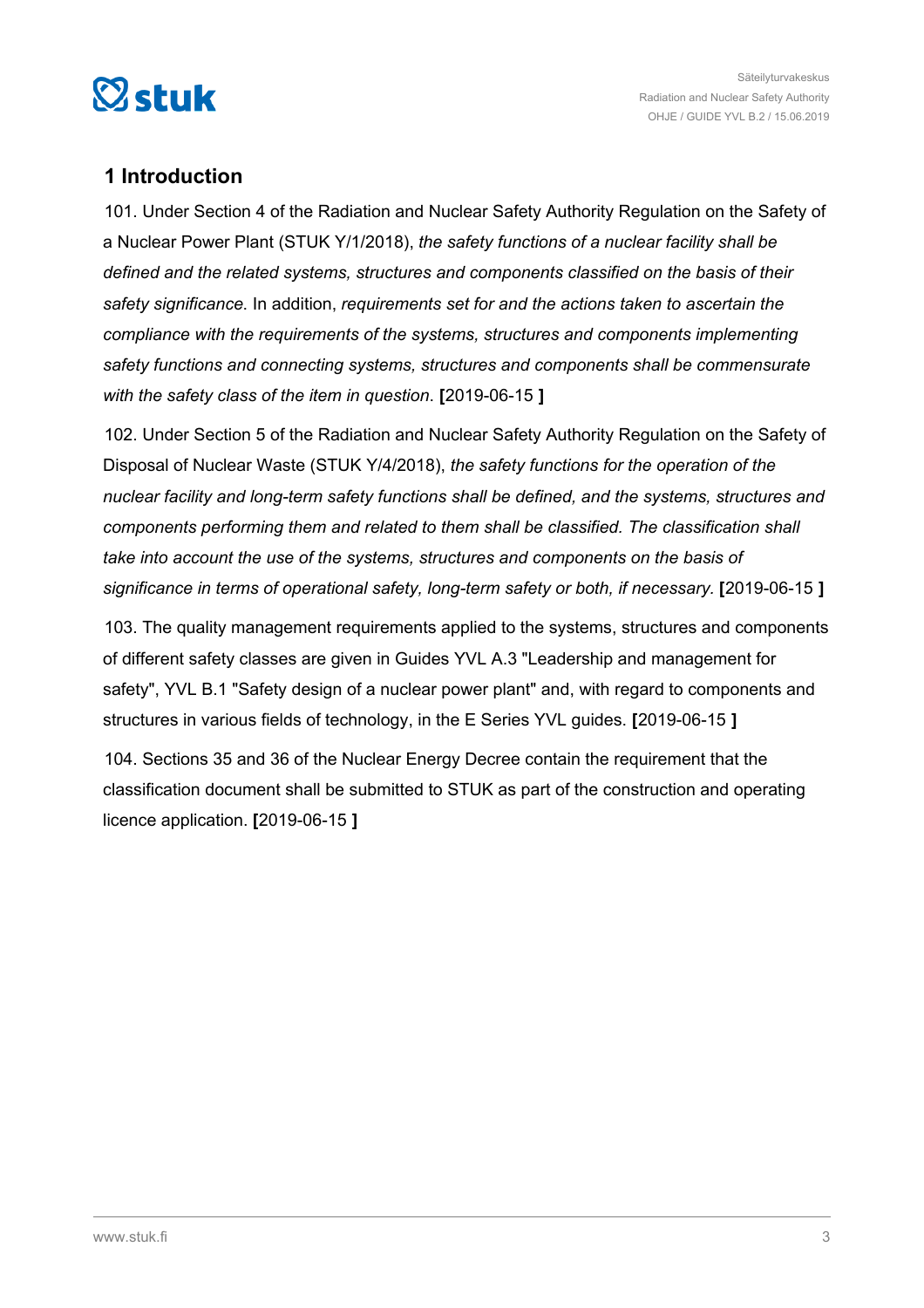# 1 Introduction

101. Under Section 4 of the Radiation and Nuclear Safety Authority Regulation on the Safety of a Nuclear Power Plant (STUK Y/1/2018), *the safety functions of a nuclear facility shall be defined and the related systems, structures and components classified on the basis of their safety significance.* In addition, *requirements set for and the actions taken to ascertain the compliance with the requirements of the systems, structures and components implementing safety functions and connecting systems, structures and components shall be commensurate with the safety class of the item in question*. **[**2019-06-15 **]**

102. Under Section 5 of the Radiation and Nuclear Safety Authority Regulation on the Safety of Disposal of Nuclear Waste (STUK Y/4/2018), *the safety functions for the operation of the nuclear facility and long-term safety functions shall be defined, and the systems, structures and components performing them and related to them shall be classified. The classification shall take into account the use of the systems, structures and components on the basis of significance in terms of operational safety, long-term safety or both, if necessary.* **[**2019-06-15 **]**

103. The quality management requirements applied to the systems, structures and components of different safety classes are given in Guides YVL A.3 "Leadership and management for safety", YVL B.1 "Safety design of a nuclear power plant" and, with regard to components and structures in various fields of technology, in the E Series YVL guides. **[**2019-06-15 **]**

104. Sections 35 and 36 of the Nuclear Energy Decree contain the requirement that the classification document shall be submitted to STUK as part of the construction and operating licence application. **[**2019-06-15 **]**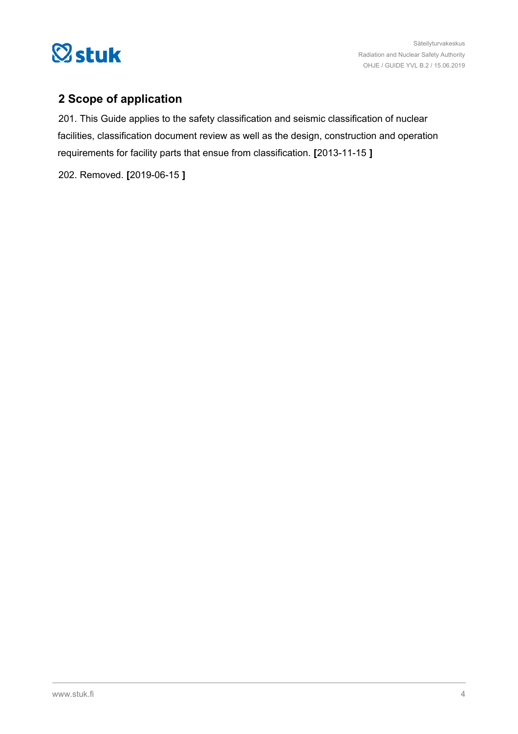## 2 Scope of application

201. This Guide applies to the safety classification and seismic classification of nuclear facilities, classification document review as well as the design, construction and operation requirements for facility parts that ensue from classification. **[**2013-11-15 **]**

202. Removed. **[**2019-06-15 **]**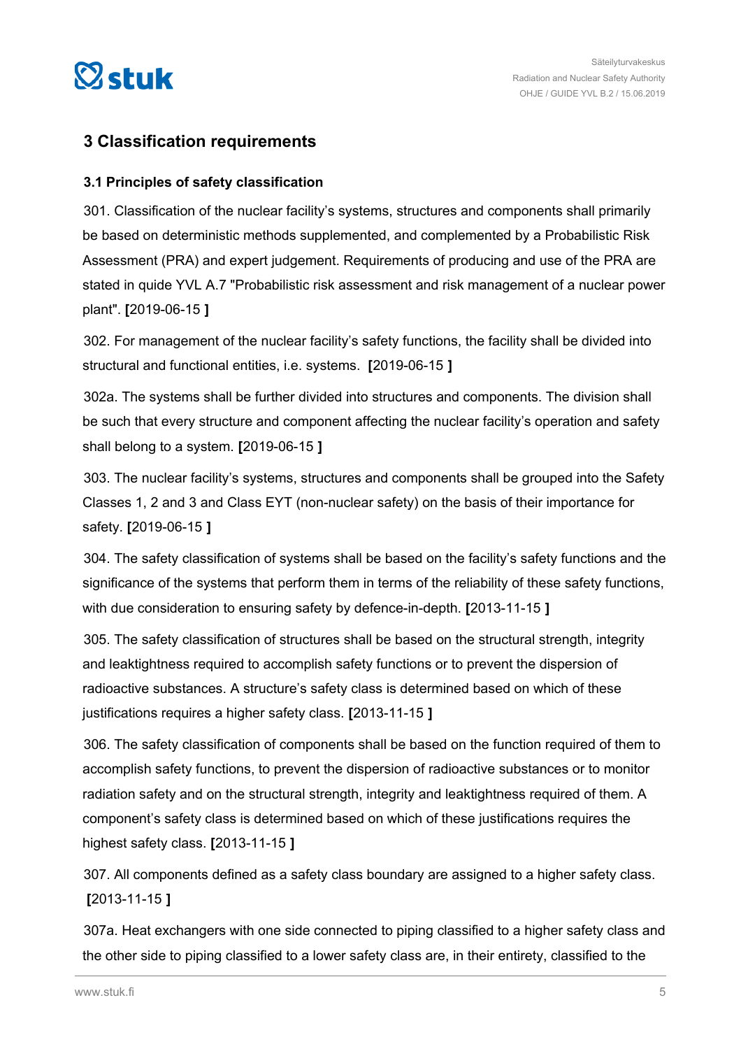## 3 Classification requirements

### 3.1 Principles of safety classification

301. Classification of the nuclear facility's systems, structures and components shall primarily be based on deterministic methods supplemented, and complemented by a Probabilistic Risk Assessment (PRA) and expert judgement. Requirements of producing and use of the PRA are stated in quide YVL A.7 "Probabilistic risk assessment and risk management of a nuclear power plant". **[**2019-06-15 **]**

302. For management of the nuclear facility's safety functions, the facility shall be divided into structural and functional entities, i.e. systems. **[**2019-06-15 **]**

302a. The systems shall be further divided into structures and components. The division shall be such that every structure and component affecting the nuclear facility's operation and safety shall belong to a system. **[**2019-06-15 **]**

303. The nuclear facility's systems, structures and components shall be grouped into the Safety Classes 1, 2 and 3 and Class EYT (non-nuclear safety) on the basis of their importance for safety. **[**2019-06-15 **]**

304. The safety classification of systems shall be based on the facility's safety functions and the significance of the systems that perform them in terms of the reliability of these safety functions, with due consideration to ensuring safety by defence-in-depth. **[**2013-11-15 **]**

305. The safety classification of structures shall be based on the structural strength, integrity and leaktightness required to accomplish safety functions or to prevent the dispersion of radioactive substances. A structure's safety class is determined based on which of these justifications requires a higher safety class. **[**2013-11-15 **]**

306. The safety classification of components shall be based on the function required of them to accomplish safety functions, to prevent the dispersion of radioactive substances or to monitor radiation safety and on the structural strength, integrity and leaktightness required of them. A component's safety class is determined based on which of these justifications requires the highest safety class. **[**2013-11-15 **]**

307. All components defined as a safety class boundary are assigned to a higher safety class. **[**2013-11-15 **]**

307a. Heat exchangers with one side connected to piping classified to a higher safety class and the other side to piping classified to a lower safety class are, in their entirety, classified to the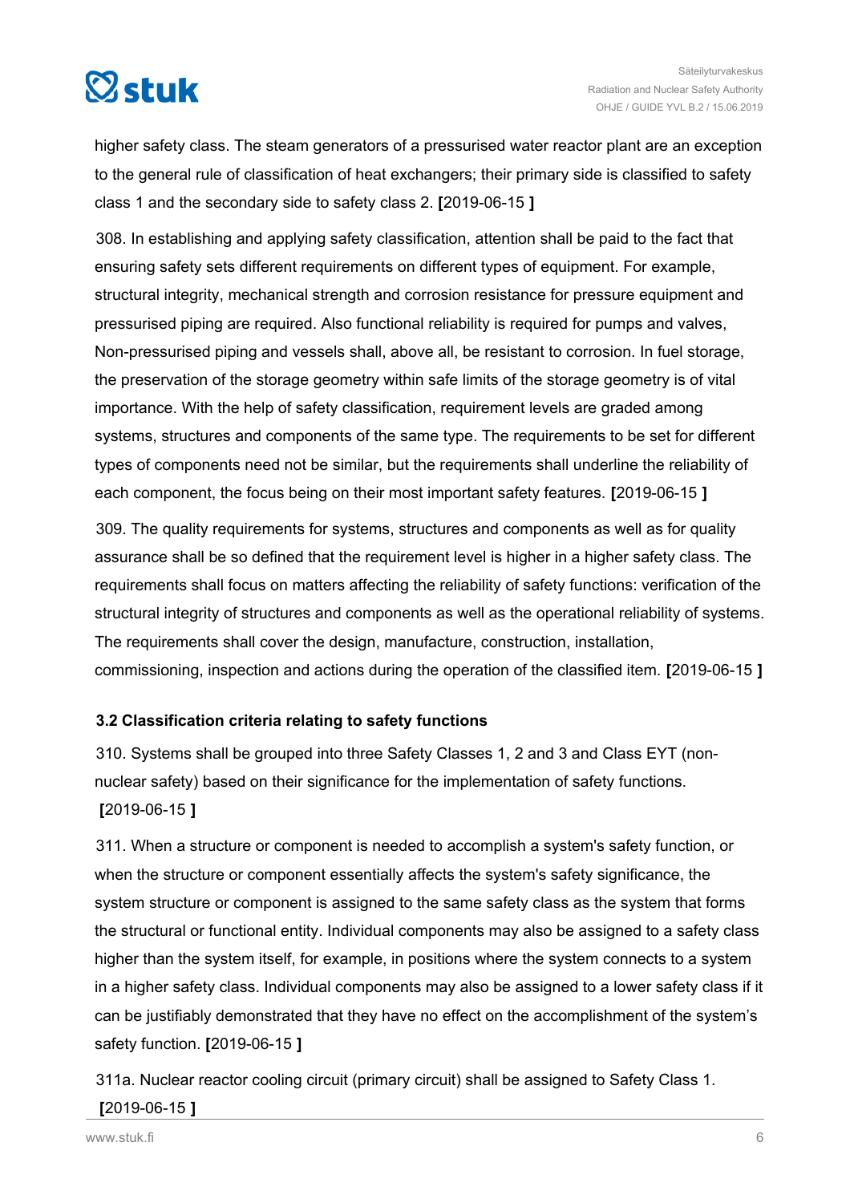higher safety class. The steam generators of a pressurised water reactor plant are an exception to the general rule of classification of heat exchangers; their primary side is classified to safety class 1 and the secondary side to safety class 2. **[**2019-06-15 **]**

308. In establishing and applying safety classification, attention shall be paid to the fact that ensuring safety sets different requirements on different types of equipment. For example, structural integrity, mechanical strength and corrosion resistance for pressure equipment and pressurised piping are required. Also functional reliability is required for pumps and valves, Non-pressurised piping and vessels shall, above all, be resistant to corrosion. In fuel storage, the preservation of the storage geometry within safe limits of the storage geometry is of vital importance. With the help of safety classification, requirement levels are graded among systems, structures and components of the same type. The requirements to be set for different types of components need not be similar, but the requirements shall underline the reliability of each component, the focus being on their most important safety features. **[**2019-06-15 **]**

309. The quality requirements for systems, structures and components as well as for quality assurance shall be so defined that the requirement level is higher in a higher safety class. The requirements shall focus on matters affecting the reliability of safety functions: verification of the structural integrity of structures and components as well as the operational reliability of systems. The requirements shall cover the design, manufacture, construction, installation, commissioning, inspection and actions during the operation of the classified item. **[**2019-06-15 **]**

### 3.2 Classification criteria relating to safety functions

310. Systems shall be grouped into three Safety Classes 1, 2 and 3 and Class EYT (non-nuclear safety) based on their significance for the implementation of safety functions. **[**2019-06-15 **]**

311. When a structure or component is needed to accomplish a system's safety function, or when the structure or component essentially affects the system's safety significance, the system structure or component is assigned to the same safety class as the system that forms the structural or functional entity. Individual components may also be assigned to a safety class higher than the system itself, for example, in positions where the system connects to a system in a higher safety class. Individual components may also be assigned to a lower safety class if it can be justifiably demonstrated that they have no effect on the accomplishment of the system's safety function. **[**2019-06-15 **]**

311a. Nuclear reactor cooling circuit (primary circuit) shall be assigned to Safety Class 1. **[**2019-06-15 **]**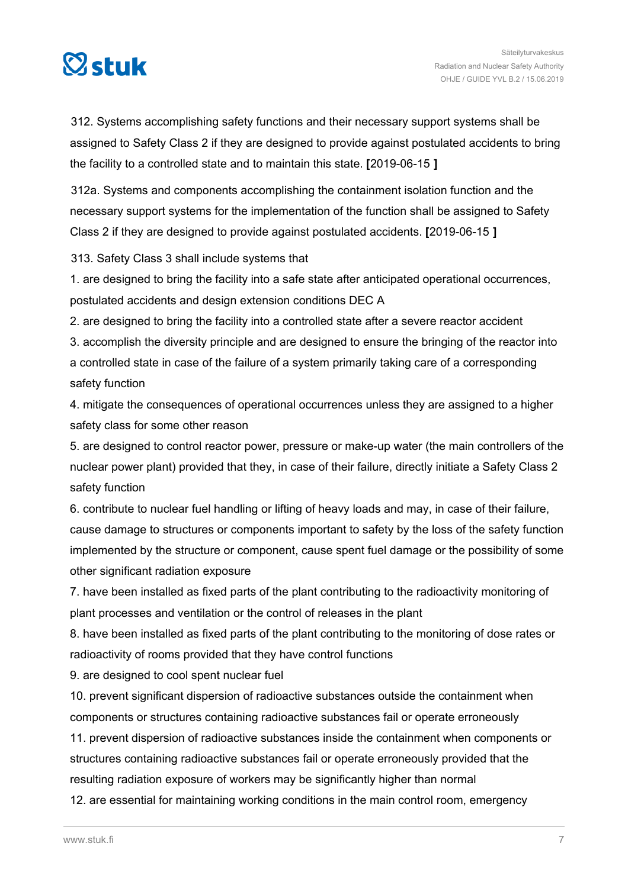312. Systems accomplishing safety functions and their necessary support systems shall be assigned to Safety Class 2 if they are designed to provide against postulated accidents to bring the facility to a controlled state and to maintain this state. **[**2019-06-15 **]**

312a. Systems and components accomplishing the containment isolation function and the necessary support systems for the implementation of the function shall be assigned to Safety Class 2 if they are designed to provide against postulated accidents. **[**2019-06-15 **]**

313. Safety Class 3 shall include systems that

1. are designed to bring the facility into a safe state after anticipated operational occurrences, postulated accidents and design extension conditions DEC A
2. are designed to bring the facility into a controlled state after a severe reactor accident
3. accomplish the diversity principle and are designed to ensure the bringing of the reactor into a controlled state in case of the failure of a system primarily taking care of a corresponding safety function
4. mitigate the consequences of operational occurrences unless they are assigned to a higher safety class for some other reason
5. are designed to control reactor power, pressure or make-up water (the main controllers of the nuclear power plant) provided that they, in case of their failure, directly initiate a Safety Class 2 safety function
6. contribute to nuclear fuel handling or lifting of heavy loads and may, in case of their failure, cause damage to structures or components important to safety by the loss of the safety function implemented by the structure or component, cause spent fuel damage or the possibility of some other significant radiation exposure
7. have been installed as fixed parts of the plant contributing to the radioactivity monitoring of plant processes and ventilation or the control of releases in the plant
8. have been installed as fixed parts of the plant contributing to the monitoring of dose rates or radioactivity of rooms provided that they have control functions
9. are designed to cool spent nuclear fuel
10. prevent significant dispersion of radioactive substances outside the containment when components or structures containing radioactive substances fail or operate erroneously
11. prevent dispersion of radioactive substances inside the containment when components or structures containing radioactive substances fail or operate erroneously provided that the resulting radiation exposure of workers may be significantly higher than normal
12. are essential for maintaining working conditions in the main control room, emergency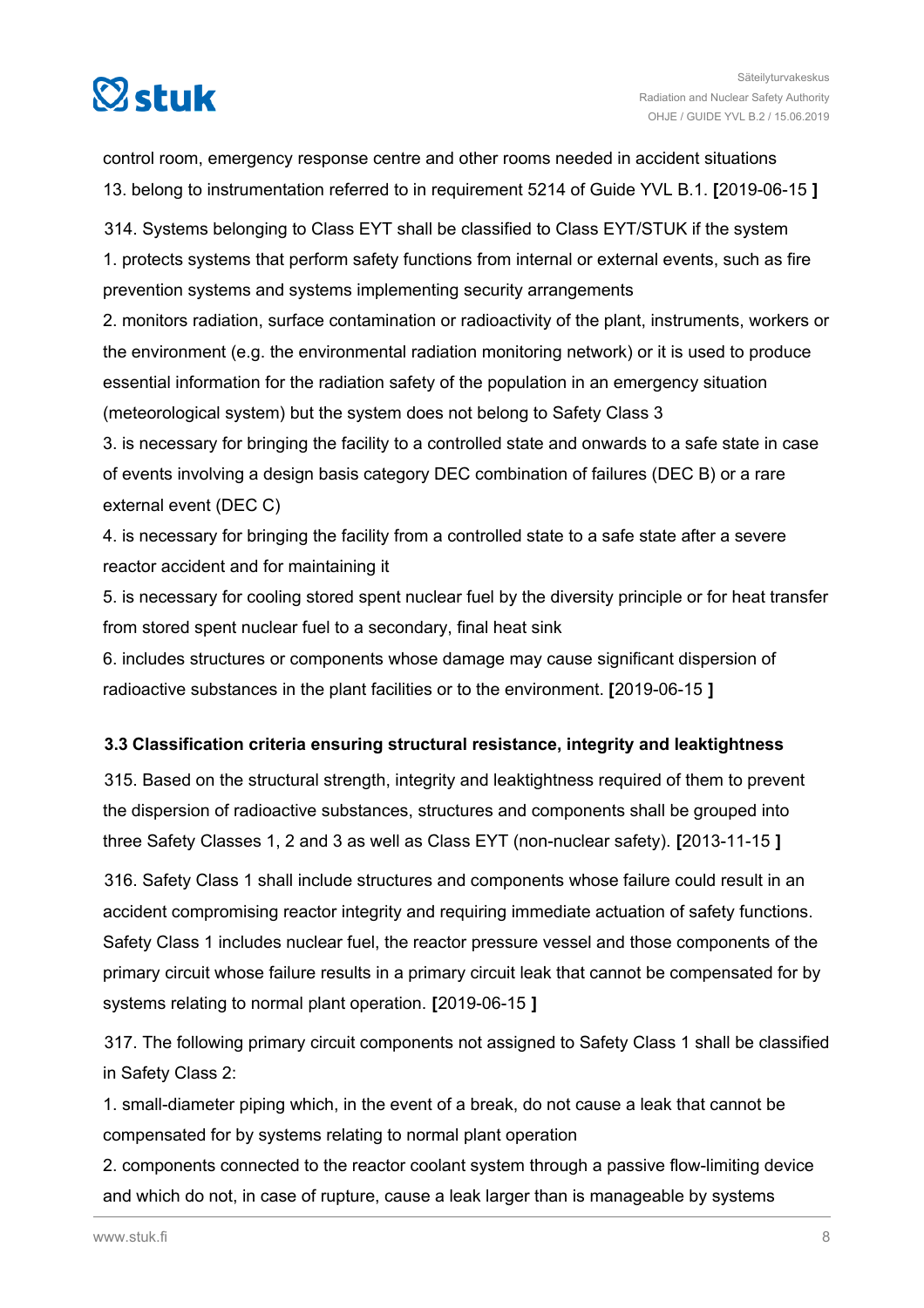control room, emergency response centre and other rooms needed in accident situations

13. belong to instrumentation referred to in requirement 5214 of Guide YVL B.1. **[**2019-06-15 **]**

314. Systems belonging to Class EYT shall be classified to Class EYT/STUK if the system

1. protects systems that perform safety functions from internal or external events, such as fire prevention systems and systems implementing security arrangements
2. monitors radiation, surface contamination or radioactivity of the plant, instruments, workers or the environment (e.g. the environmental radiation monitoring network) or it is used to produce essential information for the radiation safety of the population in an emergency situation (meteorological system) but the system does not belong to Safety Class 3
3. is necessary for bringing the facility to a controlled state and onwards to a safe state in case of events involving a design basis category DEC combination of failures (DEC B) or a rare external event (DEC C)
4. is necessary for bringing the facility from a controlled state to a safe state after a severe reactor accident and for maintaining it
5. is necessary for cooling stored spent nuclear fuel by the diversity principle or for heat transfer from stored spent nuclear fuel to a secondary, final heat sink
6. includes structures or components whose damage may cause significant dispersion of radioactive substances in the plant facilities or to the environment. **[**2019-06-15 **]**

### 3.3 Classification criteria ensuring structural resistance, integrity and leaktightness

315. Based on the structural strength, integrity and leaktightness required of them to prevent the dispersion of radioactive substances, structures and components shall be grouped into three Safety Classes 1, 2 and 3 as well as Class EYT (non-nuclear safety). **[**2013-11-15 **]**

316. Safety Class 1 shall include structures and components whose failure could result in an accident compromising reactor integrity and requiring immediate actuation of safety functions. Safety Class 1 includes nuclear fuel, the reactor pressure vessel and those components of the primary circuit whose failure results in a primary circuit leak that cannot be compensated for by systems relating to normal plant operation. **[**2019-06-15 **]**

317. The following primary circuit components not assigned to Safety Class 1 shall be classified in Safety Class 2:

1. small-diameter piping which, in the event of a break, do not cause a leak that cannot be compensated for by systems relating to normal plant operation
2. components connected to the reactor coolant system through a passive flow-limiting device and which do not, in case of rupture, cause a leak larger than is manageable by systems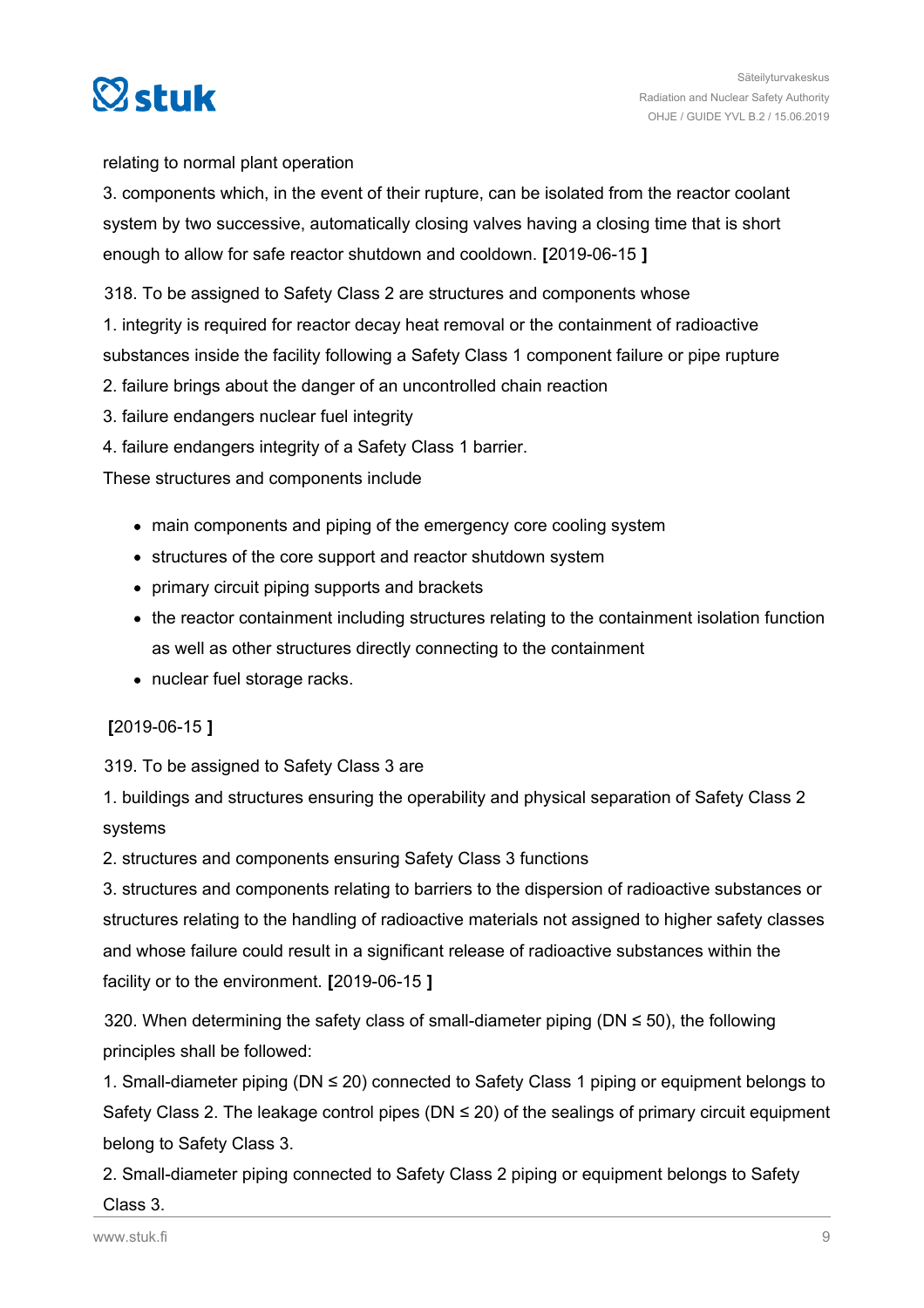relating to normal plant operation

3. components which, in the event of their rupture, can be isolated from the reactor coolant system by two successive, automatically closing valves having a closing time that is short enough to allow for safe reactor shutdown and cooldown. **[**2019-06-15 **]**

318. To be assigned to Safety Class 2 are structures and components whose

1. integrity is required for reactor decay heat removal or the containment of radioactive substances inside the facility following a Safety Class 1 component failure or pipe rupture
2. failure brings about the danger of an uncontrolled chain reaction
3. failure endangers nuclear fuel integrity
4. failure endangers integrity of a Safety Class 1 barrier.

These structures and components include

- main components and piping of the emergency core cooling system
- structures of the core support and reactor shutdown system
- primary circuit piping supports and brackets
- the reactor containment including structures relating to the containment isolation function as well as other structures directly connecting to the containment
- nuclear fuel storage racks.

**[**2019-06-15 **]**

319. To be assigned to Safety Class 3 are

1. buildings and structures ensuring the operability and physical separation of Safety Class 2 systems
2. structures and components ensuring Safety Class 3 functions
3. structures and components relating to barriers to the dispersion of radioactive substances or structures relating to the handling of radioactive materials not assigned to higher safety classes and whose failure could result in a significant release of radioactive substances within the facility or to the environment. **[**2019-06-15 **]**

320. When determining the safety class of small-diameter piping (DN ≤ 50), the following principles shall be followed:

1. Small-diameter piping (DN ≤ 20) connected to Safety Class 1 piping or equipment belongs to Safety Class 2. The leakage control pipes (DN ≤ 20) of the sealings of primary circuit equipment belong to Safety Class 3.
2. Small-diameter piping connected to Safety Class 2 piping or equipment belongs to Safety Class 3.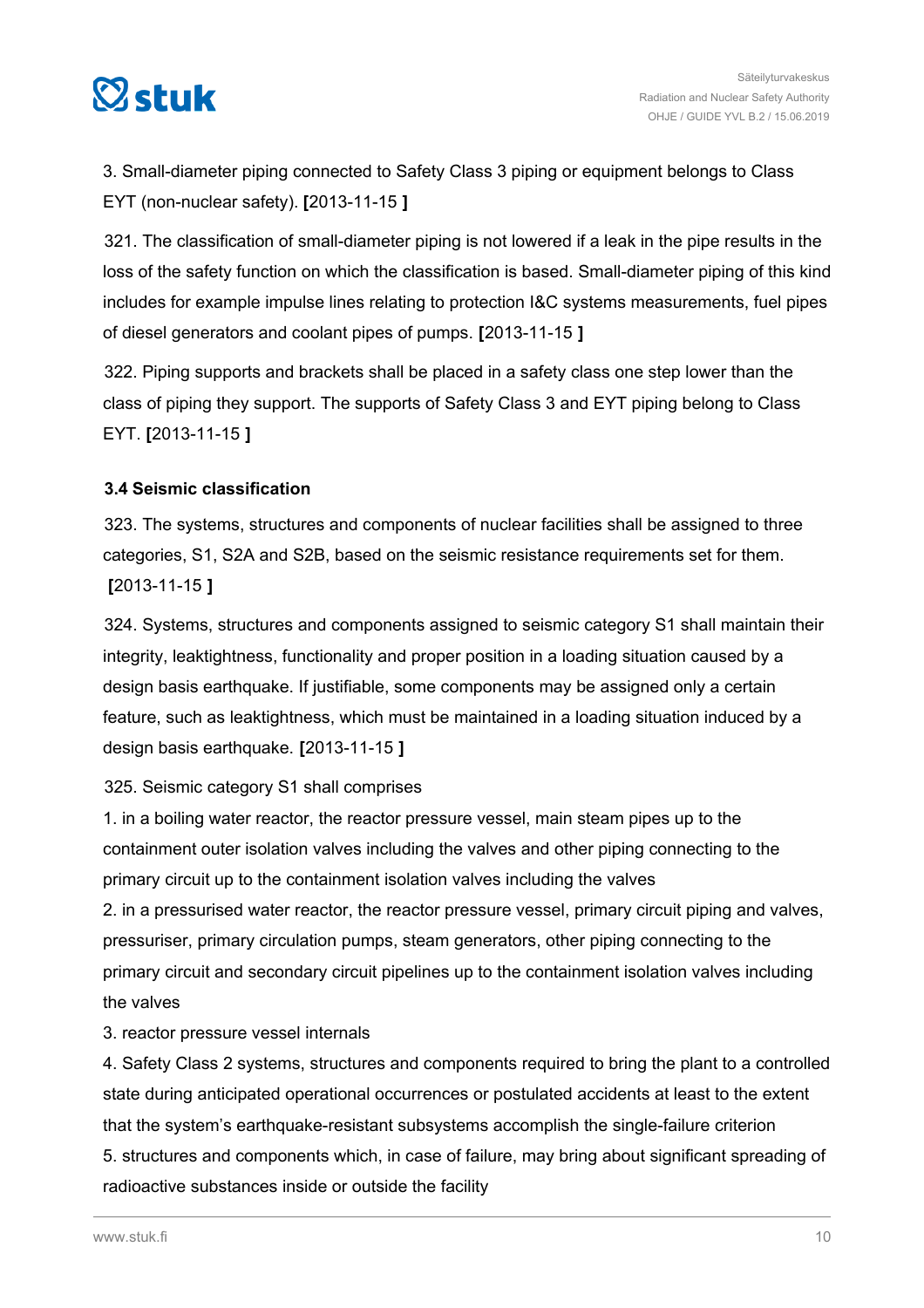3. Small-diameter piping connected to Safety Class 3 piping or equipment belongs to Class EYT (non-nuclear safety). **[**2013-11-15 **]**

321. The classification of small-diameter piping is not lowered if a leak in the pipe results in the loss of the safety function on which the classification is based. Small-diameter piping of this kind includes for example impulse lines relating to protection I&C systems measurements, fuel pipes of diesel generators and coolant pipes of pumps. **[**2013-11-15 **]**

322. Piping supports and brackets shall be placed in a safety class one step lower than the class of piping they support. The supports of Safety Class 3 and EYT piping belong to Class EYT. **[**2013-11-15 **]**

### 3.4 Seismic classification

323. The systems, structures and components of nuclear facilities shall be assigned to three categories, S1, S2A and S2B, based on the seismic resistance requirements set for them. **[**2013-11-15 **]**

324. Systems, structures and components assigned to seismic category S1 shall maintain their integrity, leaktightness, functionality and proper position in a loading situation caused by a design basis earthquake. If justifiable, some components may be assigned only a certain feature, such as leaktightness, which must be maintained in a loading situation induced by a design basis earthquake. **[**2013-11-15 **]**

325. Seismic category S1 shall comprises

1. in a boiling water reactor, the reactor pressure vessel, main steam pipes up to the containment outer isolation valves including the valves and other piping connecting to the primary circuit up to the containment isolation valves including the valves
2. in a pressurised water reactor, the reactor pressure vessel, primary circuit piping and valves, pressuriser, primary circulation pumps, steam generators, other piping connecting to the primary circuit and secondary circuit pipelines up to the containment isolation valves including the valves
3. reactor pressure vessel internals
4. Safety Class 2 systems, structures and components required to bring the plant to a controlled state during anticipated operational occurrences or postulated accidents at least to the extent that the system's earthquake-resistant subsystems accomplish the single-failure criterion
5. structures and components which, in case of failure, may bring about significant spreading of radioactive substances inside or outside the facility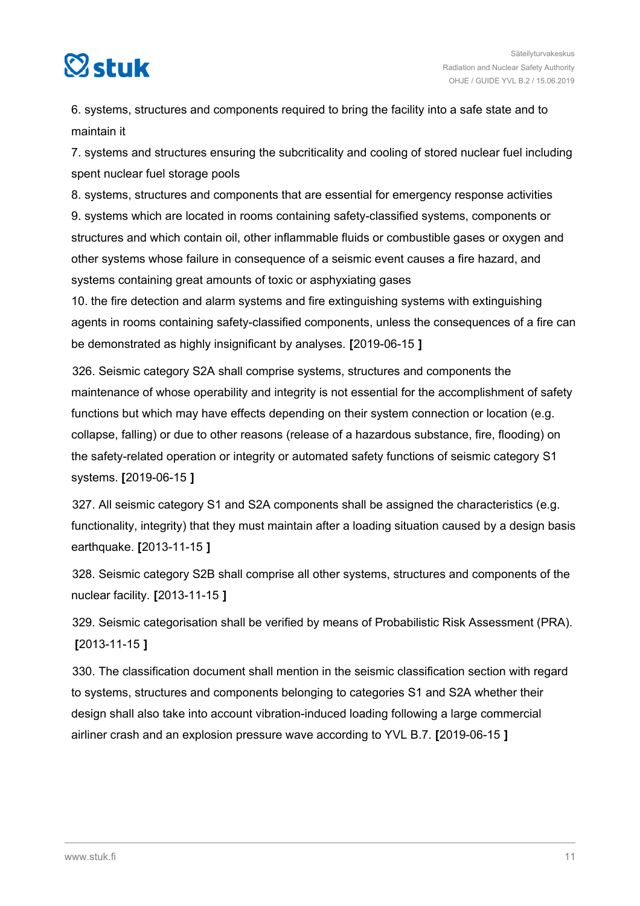6. systems, structures and components required to bring the facility into a safe state and to maintain it

7. systems and structures ensuring the subcriticality and cooling of stored nuclear fuel including spent nuclear fuel storage pools

8. systems, structures and components that are essential for emergency response activities

9. systems which are located in rooms containing safety-classified systems, components or structures and which contain oil, other inflammable fluids or combustible gases or oxygen and other systems whose failure in consequence of a seismic event causes a fire hazard, and systems containing great amounts of toxic or asphyxiating gases

10. the fire detection and alarm systems and fire extinguishing systems with extinguishing agents in rooms containing safety-classified components, unless the consequences of a fire can be demonstrated as highly insignificant by analyses. **[**2019-06-15 **]**

326. Seismic category S2A shall comprise systems, structures and components the maintenance of whose operability and integrity is not essential for the accomplishment of safety functions but which may have effects depending on their system connection or location (e.g. collapse, falling) or due to other reasons (release of a hazardous substance, fire, flooding) on the safety-related operation or integrity or automated safety functions of seismic category S1 systems. **[**2019-06-15 **]**

327. All seismic category S1 and S2A components shall be assigned the characteristics (e.g. functionality, integrity) that they must maintain after a loading situation caused by a design basis earthquake. **[**2013-11-15 **]**

328. Seismic category S2B shall comprise all other systems, structures and components of the nuclear facility. **[**2013-11-15 **]**

329. Seismic categorisation shall be verified by means of Probabilistic Risk Assessment (PRA). **[**2013-11-15 **]**

330. The classification document shall mention in the seismic classification section with regard to systems, structures and components belonging to categories S1 and S2A whether their design shall also take into account vibration-induced loading following a large commercial airliner crash and an explosion pressure wave according to YVL B.7. **[**2019-06-15 **]**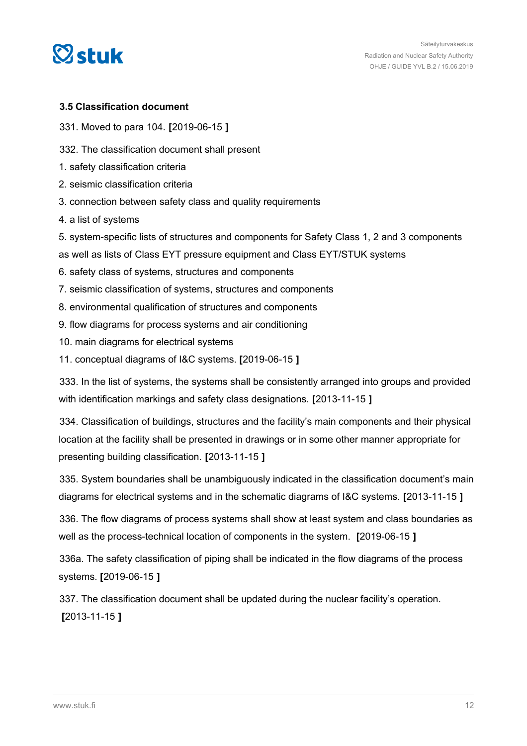### 3.5 Classification document

331. Moved to para 104. **[**2019-06-15 **]**

332. The classification document shall present

1. safety classification criteria
2. seismic classification criteria
3. connection between safety class and quality requirements
4. a list of systems
5. system-specific lists of structures and components for Safety Class 1, 2 and 3 components as well as lists of Class EYT pressure equipment and Class EYT/STUK systems
6. safety class of systems, structures and components
7. seismic classification of systems, structures and components
8. environmental qualification of structures and components
9. flow diagrams for process systems and air conditioning
10. main diagrams for electrical systems
11. conceptual diagrams of I&C systems. **[**2019-06-15 **]**

333. In the list of systems, the systems shall be consistently arranged into groups and provided with identification markings and safety class designations. **[**2013-11-15 **]**

334. Classification of buildings, structures and the facility's main components and their physical location at the facility shall be presented in drawings or in some other manner appropriate for presenting building classification. **[**2013-11-15 **]**

335. System boundaries shall be unambiguously indicated in the classification document's main diagrams for electrical systems and in the schematic diagrams of I&C systems. **[**2013-11-15 **]**

336. The flow diagrams of process systems shall show at least system and class boundaries as well as the process-technical location of components in the system. **[**2019-06-15 **]**

336a. The safety classification of piping shall be indicated in the flow diagrams of the process systems. **[**2019-06-15 **]**

337. The classification document shall be updated during the nuclear facility's operation. **[**2013-11-15 **]**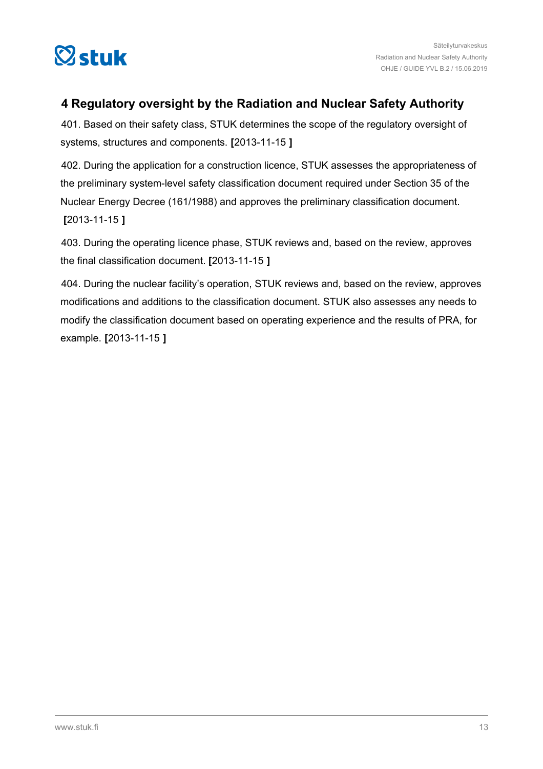## 4 Regulatory oversight by the Radiation and Nuclear Safety Authority

401. Based on their safety class, STUK determines the scope of the regulatory oversight of systems, structures and components. **[**2013-11-15 **]**

402. During the application for a construction licence, STUK assesses the appropriateness of the preliminary system-level safety classification document required under Section 35 of the Nuclear Energy Decree (161/1988) and approves the preliminary classification document. **[**2013-11-15 **]**

403. During the operating licence phase, STUK reviews and, based on the review, approves the final classification document. **[**2013-11-15 **]**

404. During the nuclear facility's operation, STUK reviews and, based on the review, approves modifications and additions to the classification document. STUK also assesses any needs to modify the classification document based on operating experience and the results of PRA, for example. **[**2013-11-15 **]**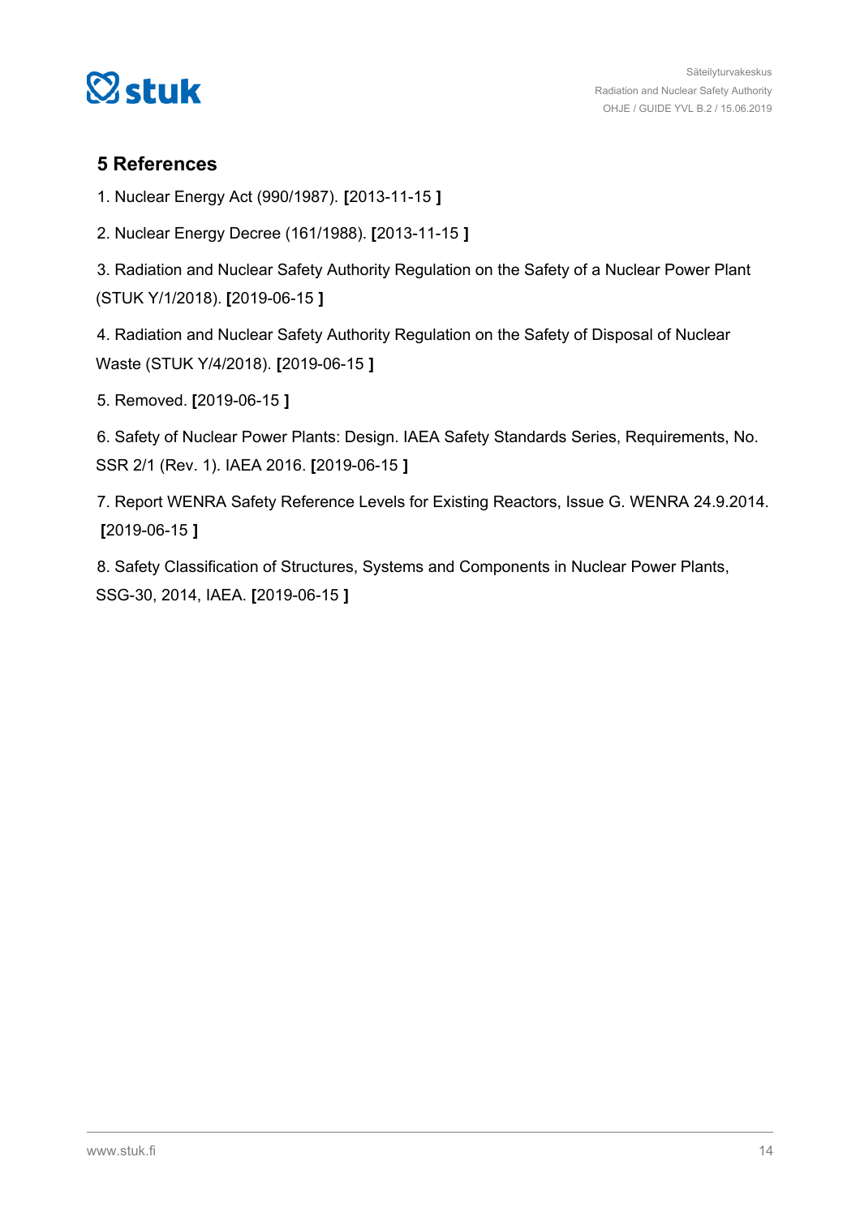## 5 References

1. Nuclear Energy Act (990/1987). **[**2013-11-15 **]**

2. Nuclear Energy Decree (161/1988). **[**2013-11-15 **]**

3. Radiation and Nuclear Safety Authority Regulation on the Safety of a Nuclear Power Plant (STUK Y/1/2018). **[**2019-06-15 **]**

4. Radiation and Nuclear Safety Authority Regulation on the Safety of Disposal of Nuclear Waste (STUK Y/4/2018). **[**2019-06-15 **]**

5. Removed. **[**2019-06-15 **]**

6. Safety of Nuclear Power Plants: Design. IAEA Safety Standards Series, Requirements, No. SSR 2/1 (Rev. 1). IAEA 2016. **[**2019-06-15 **]**

7. Report WENRA Safety Reference Levels for Existing Reactors, Issue G. WENRA 24.9.2014. **[**2019-06-15 **]**

8. Safety Classification of Structures, Systems and Components in Nuclear Power Plants, SSG-30, 2014, IAEA. **[**2019-06-15 **]**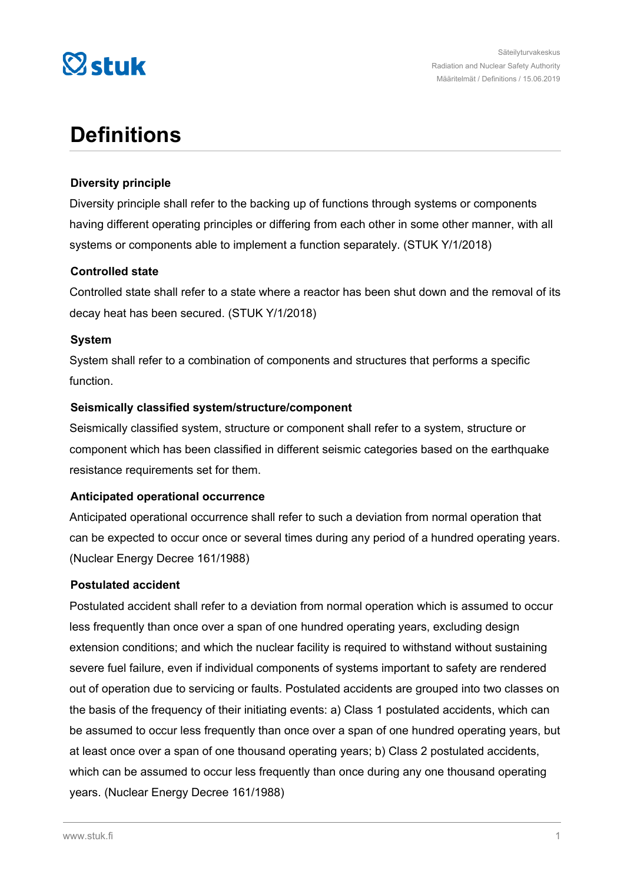# Definitions

### Diversity principle

Diversity principle shall refer to the backing up of functions through systems or components having different operating principles or differing from each other in some other manner, with all systems or components able to implement a function separately. (STUK Y/1/2018)

### Controlled state

Controlled state shall refer to a state where a reactor has been shut down and the removal of its decay heat has been secured. (STUK Y/1/2018)

### System

System shall refer to a combination of components and structures that performs a specific function.

### Seismically classified system/structure/component

Seismically classified system, structure or component shall refer to a system, structure or component which has been classified in different seismic categories based on the earthquake resistance requirements set for them.

### Anticipated operational occurrence

Anticipated operational occurrence shall refer to such a deviation from normal operation that can be expected to occur once or several times during any period of a hundred operating years. (Nuclear Energy Decree 161/1988)

### Postulated accident

Postulated accident shall refer to a deviation from normal operation which is assumed to occur less frequently than once over a span of one hundred operating years, excluding design extension conditions; and which the nuclear facility is required to withstand without sustaining severe fuel failure, even if individual components of systems important to safety are rendered out of operation due to servicing or faults. Postulated accidents are grouped into two classes on the basis of the frequency of their initiating events: a) Class 1 postulated accidents, which can be assumed to occur less frequently than once over a span of one hundred operating years, but at least once over a span of one thousand operating years; b) Class 2 postulated accidents, which can be assumed to occur less frequently than once during any one thousand operating years. (Nuclear Energy Decree 161/1988)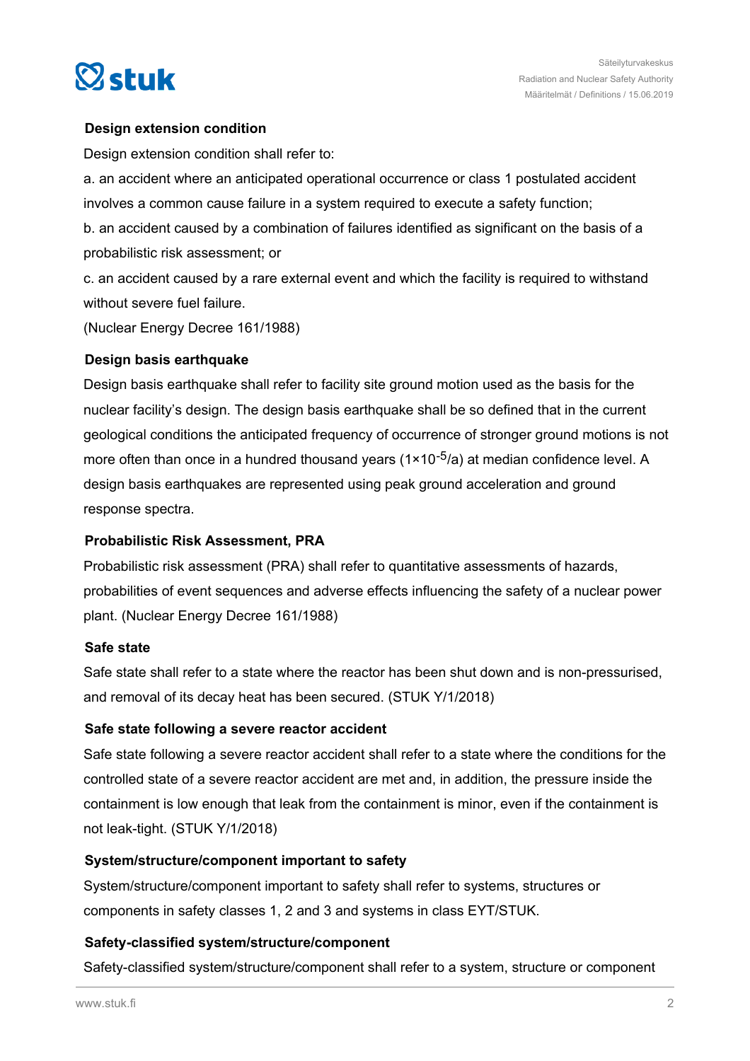**Design extension condition**

Design extension condition shall refer to:

a. an accident where an anticipated operational occurrence or class 1 postulated accident involves a common cause failure in a system required to execute a safety function;

b. an accident caused by a combination of failures identified as significant on the basis of a probabilistic risk assessment; or

c. an accident caused by a rare external event and which the facility is required to withstand without severe fuel failure.

(Nuclear Energy Decree 161/1988)

**Design basis earthquake**

Design basis earthquake shall refer to facility site ground motion used as the basis for the nuclear facility's design. The design basis earthquake shall be so defined that in the current geological conditions the anticipated frequency of occurrence of stronger ground motions is not more often than once in a hundred thousand years ($1 \times 10^{-5}$/a) at median confidence level. A design basis earthquakes are represented using peak ground acceleration and ground response spectra.

**Probabilistic Risk Assessment, PRA**

Probabilistic risk assessment (PRA) shall refer to quantitative assessments of hazards, probabilities of event sequences and adverse effects influencing the safety of a nuclear power plant. (Nuclear Energy Decree 161/1988)

**Safe state**

Safe state shall refer to a state where the reactor has been shut down and is non-pressurised, and removal of its decay heat has been secured. (STUK Y/1/2018)

**Safe state following a severe reactor accident**

Safe state following a severe reactor accident shall refer to a state where the conditions for the controlled state of a severe reactor accident are met and, in addition, the pressure inside the containment is low enough that leak from the containment is minor, even if the containment is not leak-tight. (STUK Y/1/2018)

**System/structure/component important to safety**

System/structure/component important to safety shall refer to systems, structures or components in safety classes 1, 2 and 3 and systems in class EYT/STUK.

**Safety-classified system/structure/component**

Safety-classified system/structure/component shall refer to a system, structure or component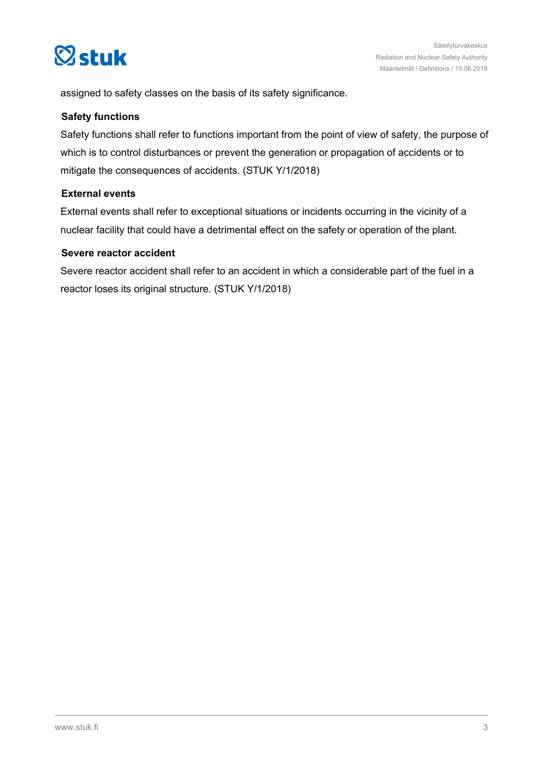assigned to safety classes on the basis of its safety significance.

### Safety functions

Safety functions shall refer to functions important from the point of view of safety, the purpose of which is to control disturbances or prevent the generation or propagation of accidents or to mitigate the consequences of accidents. (STUK Y/1/2018)

### External events

External events shall refer to exceptional situations or incidents occurring in the vicinity of a nuclear facility that could have a detrimental effect on the safety or operation of the plant.

### Severe reactor accident

Severe reactor accident shall refer to an accident in which a considerable part of the fuel in a reactor loses its original structure. (STUK Y/1/2018)